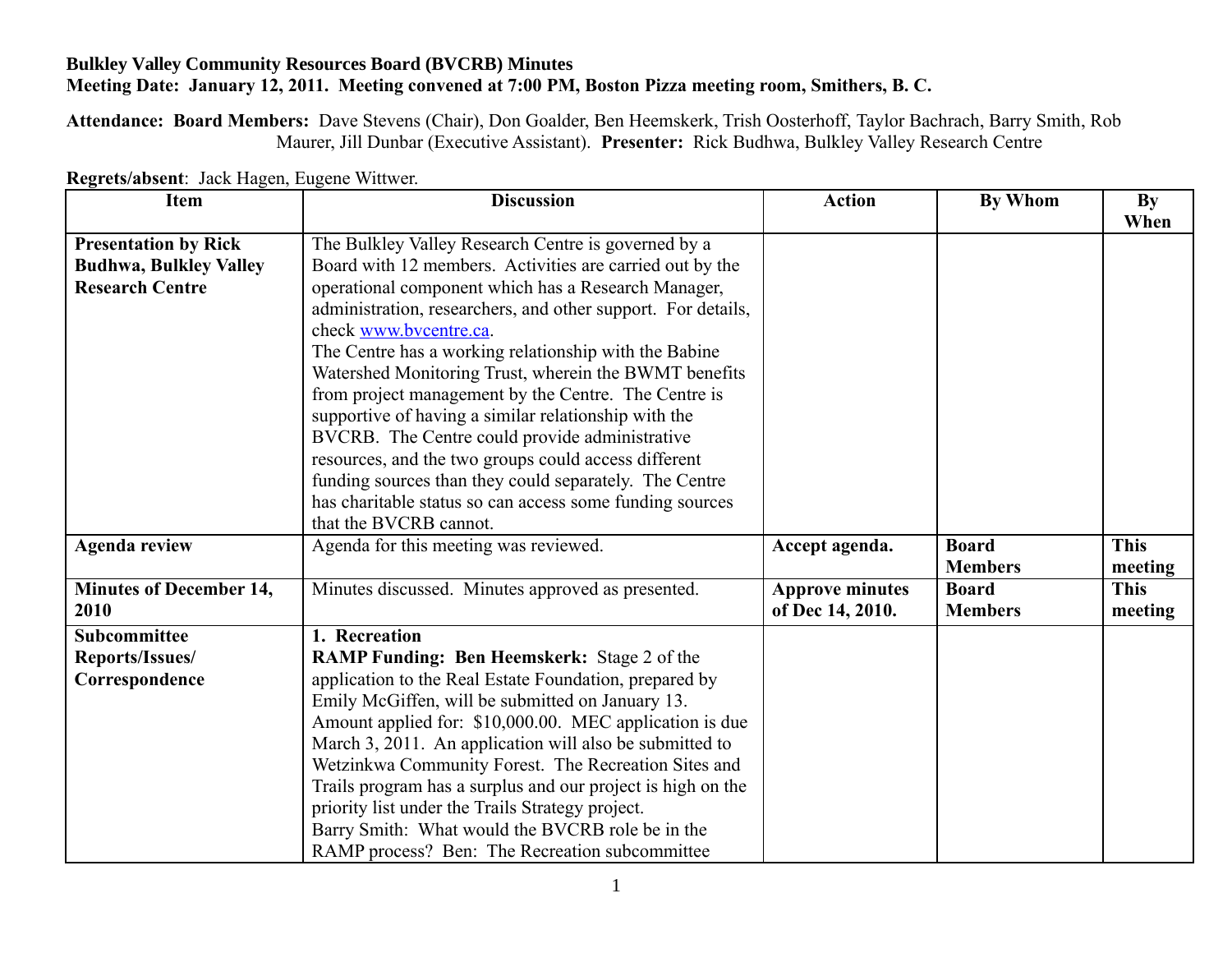**Bulkley Valley Community Resources Board (BVCRB) Minutes**
**Meeting Date: January 12, 2011. Meeting convened at 7:00 PM, Boston Pizza meeting room, Smithers, B. C.**

**Attendance: Board Members:** Dave Stevens (Chair), Don Goalder, Ben Heemskerk, Trish Oosterhoff, Taylor Bachrach, Barry Smith, Rob Maurer, Jill Dunbar (Executive Assistant). **Presenter:** Rick Budhwa, Bulkley Valley Research Centre

**Regrets/absent**: Jack Hagen, Eugene Wittwer.

| Item | Discussion | Action | By Whom | By When |
|---|---|---|---|---|
| **Presentation by Rick Budhwa, Bulkley Valley Research Centre** | The Bulkley Valley Research Centre is governed by a Board with 12 members. Activities are carried out by the operational component which has a Research Manager, administration, researchers, and other support. For details, check www.bvcentre.ca.<br>The Centre has a working relationship with the Babine Watershed Monitoring Trust, wherein the BWMT benefits from project management by the Centre. The Centre is supportive of having a similar relationship with the BVCRB. The Centre could provide administrative resources, and the two groups could access different funding sources than they could separately. The Centre has charitable status so can access some funding sources that the BVCRB cannot. | | | |
| **Agenda review** | Agenda for this meeting was reviewed. | **Accept agenda.** | **Board Members** | **This meeting** |
| **Minutes of December 14, 2010** | Minutes discussed. Minutes approved as presented. | **Approve minutes of Dec 14, 2010.** | **Board Members** | **This meeting** |
| **Subcommittee Reports/Issues/ Correspondence** | **1. Recreation**<br>**RAMP Funding: Ben Heemskerk:** Stage 2 of the application to the Real Estate Foundation, prepared by Emily McGiffen, will be submitted on January 13. Amount applied for: $10,000.00. MEC application is due March 3, 2011. An application will also be submitted to Wetzinkwa Community Forest. The Recreation Sites and Trails program has a surplus and our project is high on the priority list under the Trails Strategy project.<br>Barry Smith: What would the BVCRB role be in the RAMP process? Ben: The Recreation subcommittee | | | |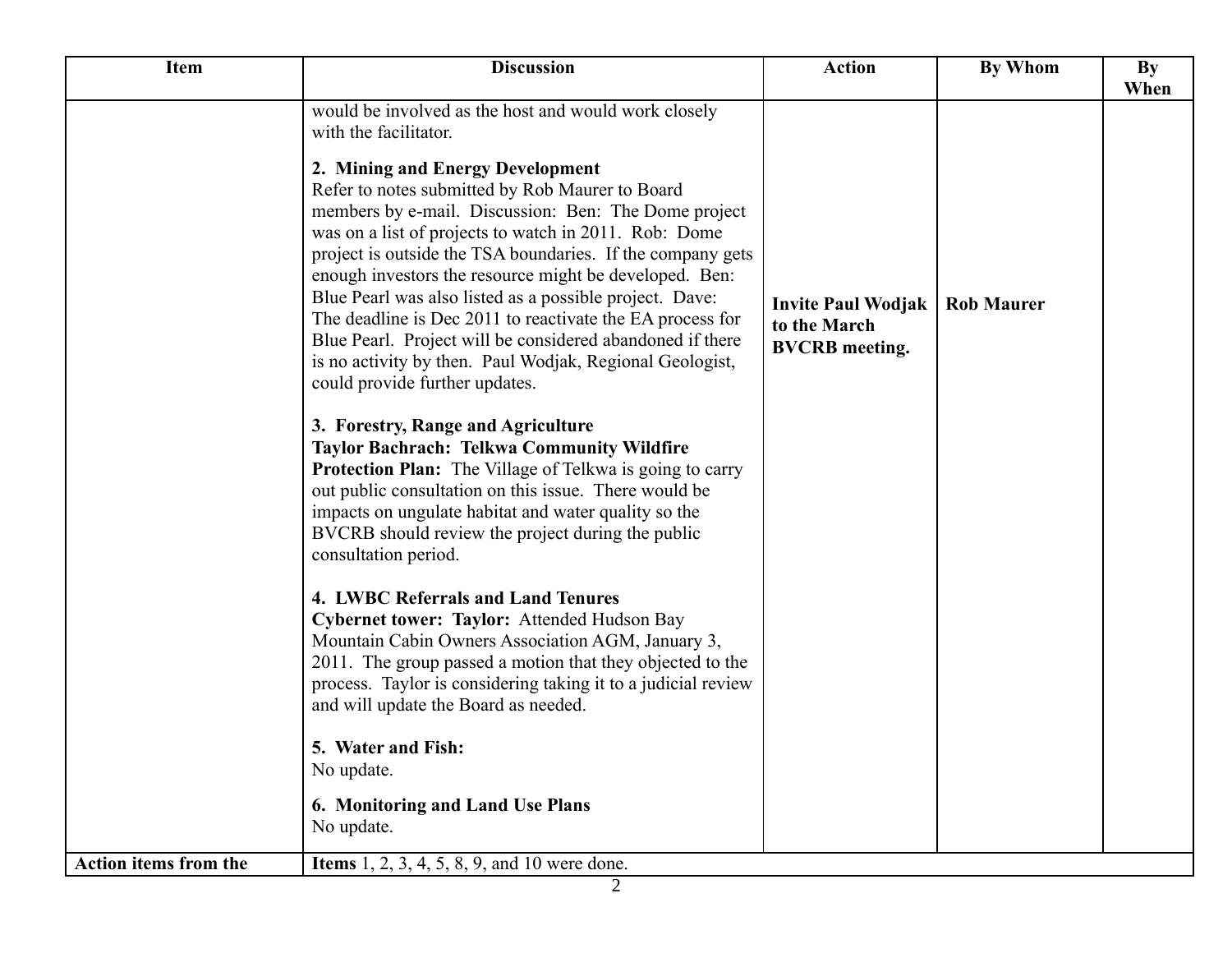| Item | Discussion | Action | By Whom | By When |
|---|---|---|---|---|
| | would be involved as the host and would work closely with the facilitator.<br><br>**2. Mining and Energy Development**<br>Refer to notes submitted by Rob Maurer to Board members by e-mail. Discussion: Ben: The Dome project was on a list of projects to watch in 2011. Rob: Dome project is outside the TSA boundaries. If the company gets enough investors the resource might be developed. Ben: Blue Pearl was also listed as a possible project. Dave: The deadline is Dec 2011 to reactivate the EA process for Blue Pearl. Project will be considered abandoned if there is no activity by then. Paul Wodjak, Regional Geologist, could provide further updates.<br><br>**3. Forestry, Range and Agriculture**<br>**Taylor Bachrach: Telkwa Community Wildfire Protection Plan:** The Village of Telkwa is going to carry out public consultation on this issue. There would be impacts on ungulate habitat and water quality so the BVCRB should review the project during the public consultation period.<br><br>**4. LWBC Referrals and Land Tenures**<br>**Cybernet tower: Taylor:** Attended Hudson Bay Mountain Cabin Owners Association AGM, January 3, 2011. The group passed a motion that they objected to the process. Taylor is considering taking it to a judicial review and will update the Board as needed.<br><br>**5. Water and Fish:**<br>No update.<br><br>**6. Monitoring and Land Use Plans**<br>No update. | **Invite Paul Wodjak to the March BVCRB meeting.** | **Rob Maurer** | |
| **Action items from the** | **Items** 1, 2, 3, 4, 5, 8, 9, and 10 were done. | | | |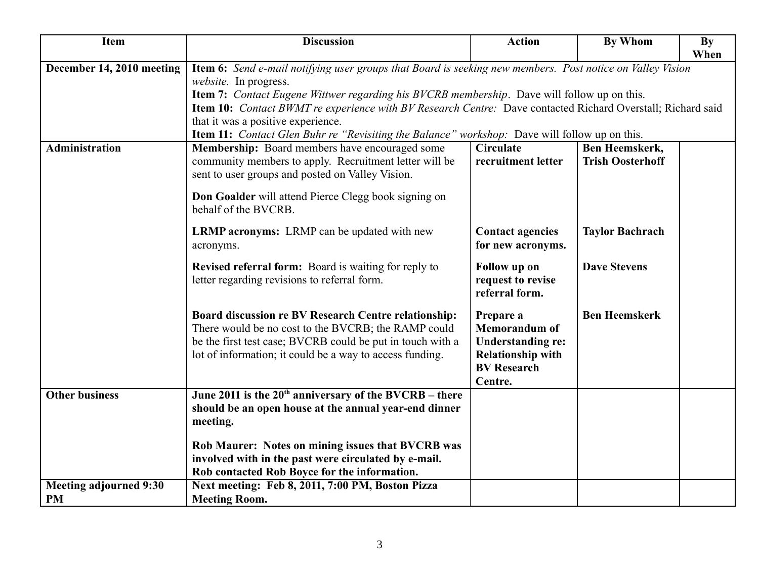| Item | Discussion | Action | By Whom | By When |
|---|---|---|---|---|
| **December 14, 2010 meeting** | **Item 6:** *Send e-mail notifying user groups that Board is seeking new members. Post notice on Valley Vision website.* In progress.<br>**Item 7:** *Contact Eugene Wittwer regarding his BVCRB membership*. Dave will follow up on this.<br>**Item 10:** *Contact BWMT re experience with BV Research Centre:* Dave contacted Richard Overstall; Richard said that it was a positive experience.<br>**Item 11:** *Contact Glen Buhr re "Revisiting the Balance" workshop:* Dave will follow up on this. | | | |
| **Administration** | **Membership:** Board members have encouraged some community members to apply. Recruitment letter will be sent to user groups and posted on Valley Vision. | **Circulate recruitment letter** | **Ben Heemskerk, Trish Oosterhoff** | |
| | **Don Goalder** will attend Pierce Clegg book signing on behalf of the BVCRB. | | | |
| | **LRMP acronyms:** LRMP can be updated with new acronyms. | **Contact agencies for new acronyms.** | **Taylor Bachrach** | |
| | **Revised referral form:** Board is waiting for reply to letter regarding revisions to referral form. | **Follow up on request to revise referral form.** | **Dave Stevens** | |
| | **Board discussion re BV Research Centre relationship:** There would be no cost to the BVCRB; the RAMP could be the first test case; BVCRB could be put in touch with a lot of information; it could be a way to access funding. | **Prepare a Memorandum of Understanding re: Relationship with BV Research Centre.** | **Ben Heemskerk** | |
| **Other business** | **June 2011 is the 20th anniversary of the BVCRB – there should be an open house at the annual year-end dinner meeting.**<br><br>**Rob Maurer: Notes on mining issues that BVCRB was involved with in the past were circulated by e-mail. Rob contacted Rob Boyce for the information.** | | | |
| **Meeting adjourned 9:30 PM** | **Next meeting: Feb 8, 2011, 7:00 PM, Boston Pizza Meeting Room.** | | | |